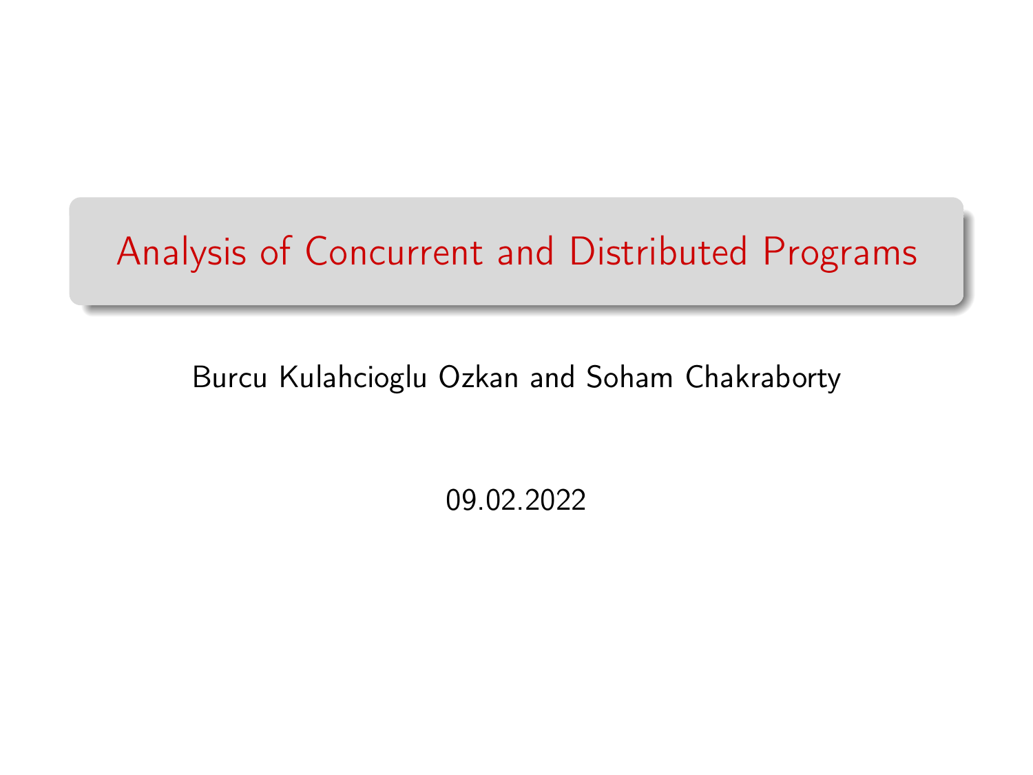# Analysis of Concurrent and Distributed Programs

Burcu Kulahcioglu Ozkan and Soham Chakraborty

09.02.2022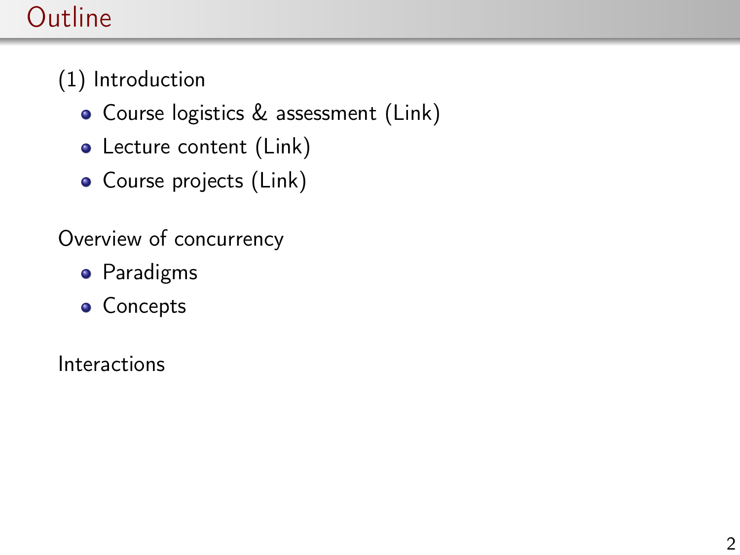# Outline

(1) Introduction

- Course logistics & assessment (Link)
- Lecture content (Link)
- Course projects (Link)

Overview of concurrency

- Paradigms
- Concepts

Interactions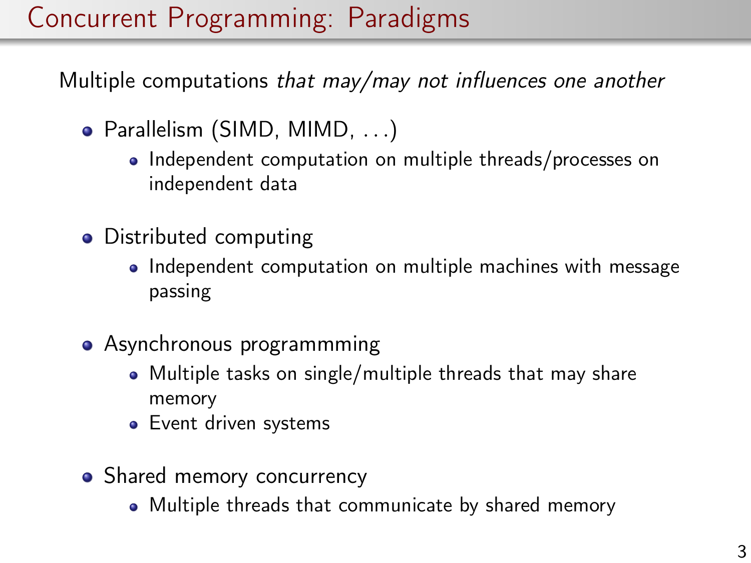# Concurrent Programming: Paradigms

Multiple computations *that may/may not influences one another*

- Parallelism (SIMD, MIMD, ...)
  - Independent computation on multiple threads/processes on independent data
- Distributed computing
  - Independent computation on multiple machines with message passing
- Asynchronous programmming
  - Multiple tasks on single/multiple threads that may share memory
  - Event driven systems
- Shared memory concurrency
  - Multiple threads that communicate by shared memory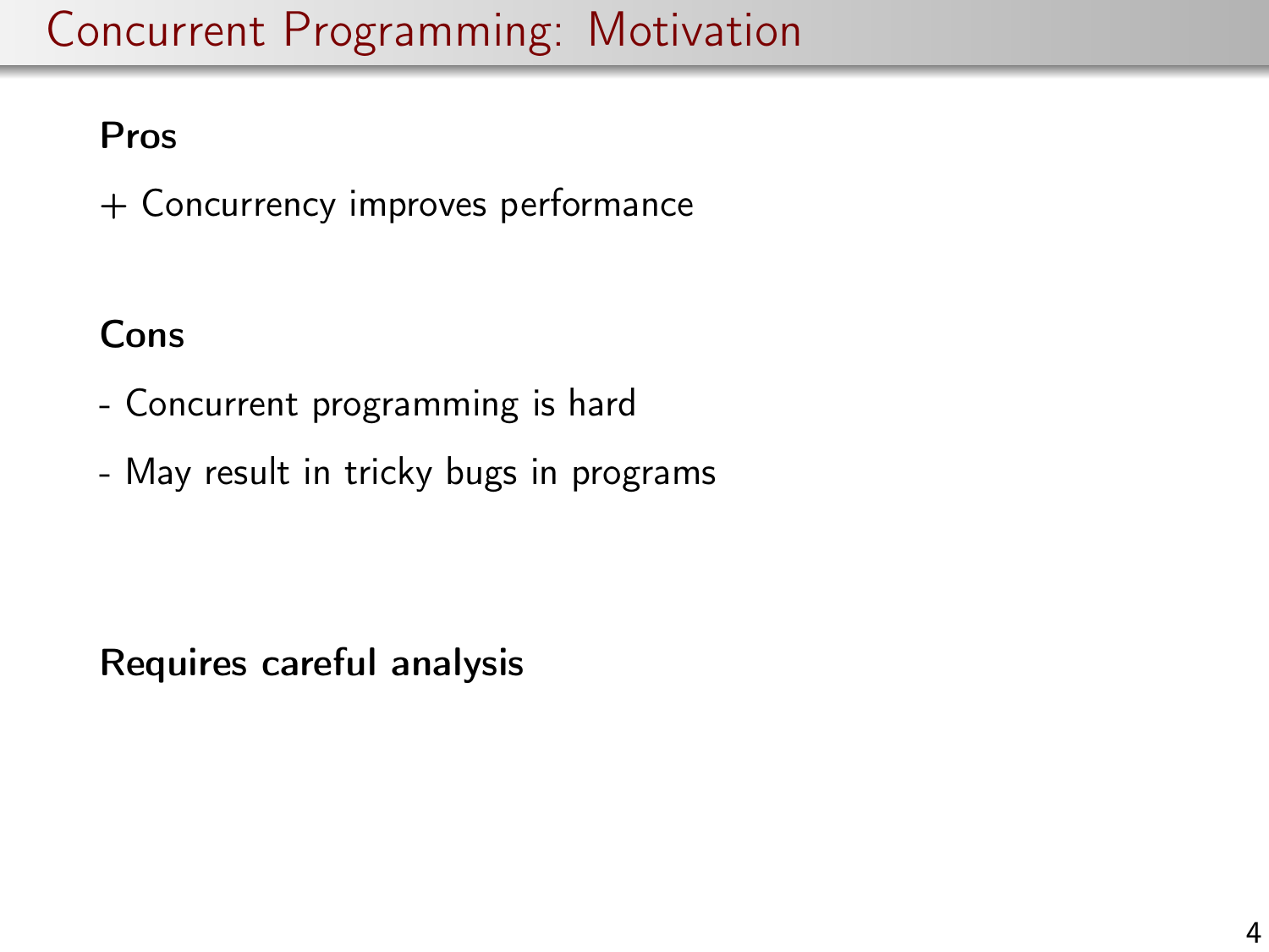# Concurrent Programming: Motivation

**Pros**

+ Concurrency improves performance

**Cons**

- Concurrent programming is hard
- May result in tricky bugs in programs

**Requires careful analysis**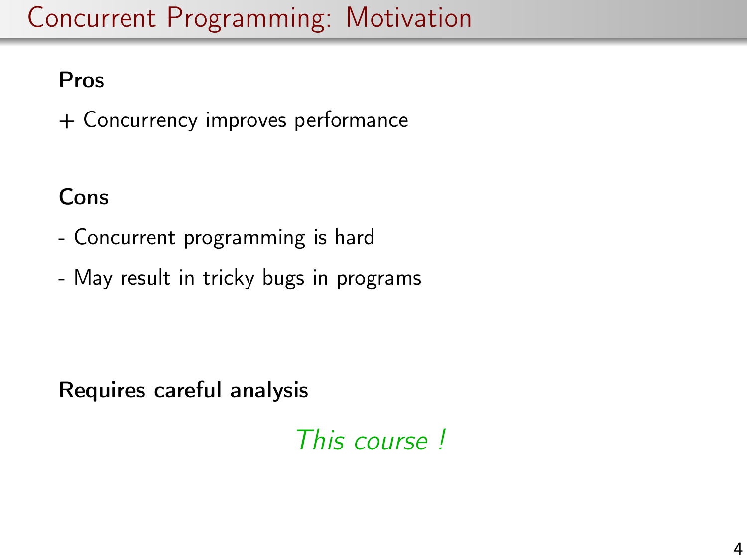# Concurrent Programming: Motivation

**Pros**

+ Concurrency improves performance

**Cons**

- Concurrent programming is hard
- May result in tricky bugs in programs

**Requires careful analysis**

*This course !*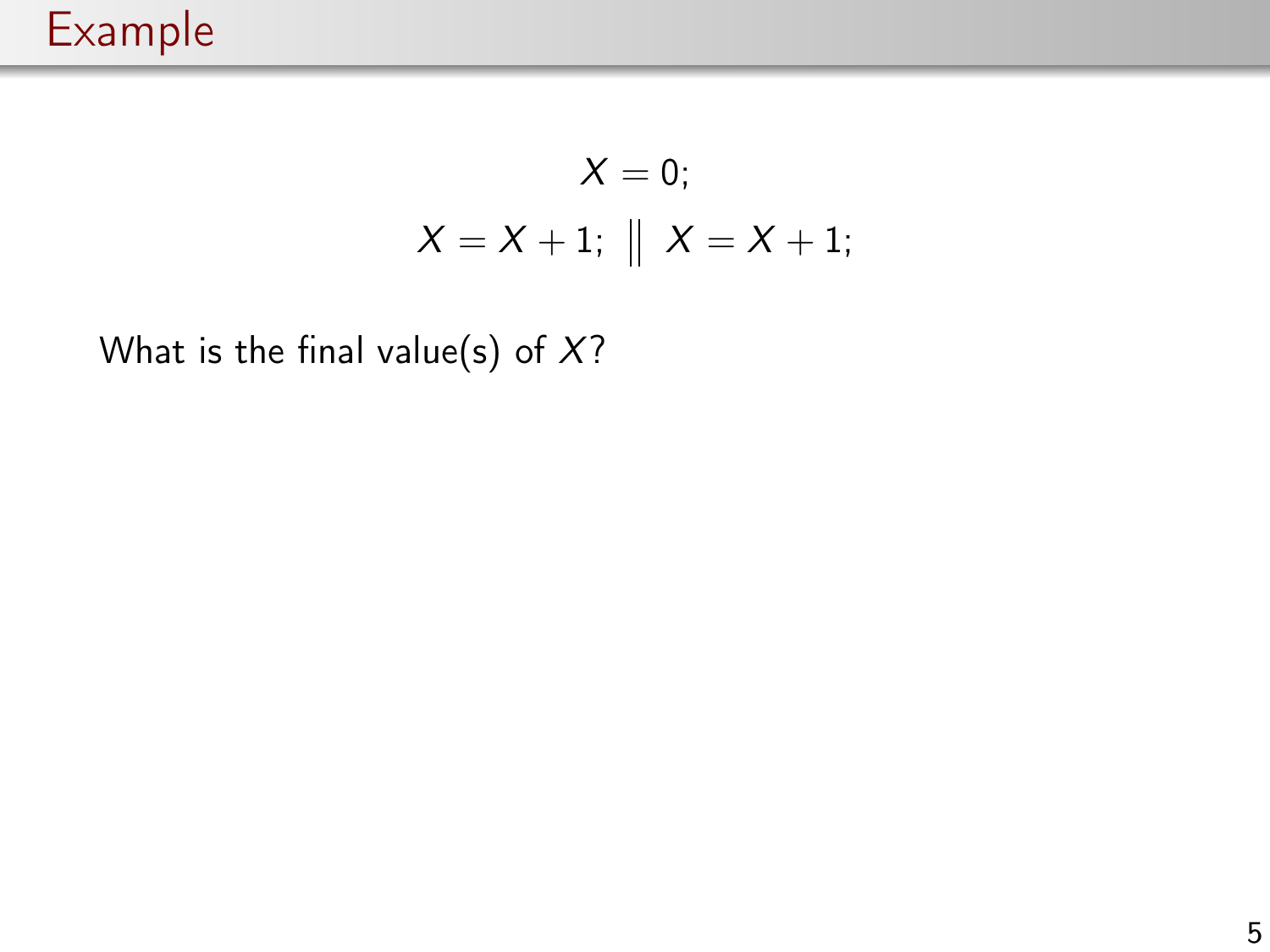# Example

$$X = 0;$$
$$X = X + 1; \;\|\; X = X + 1;$$

What is the final value(s) of $X$?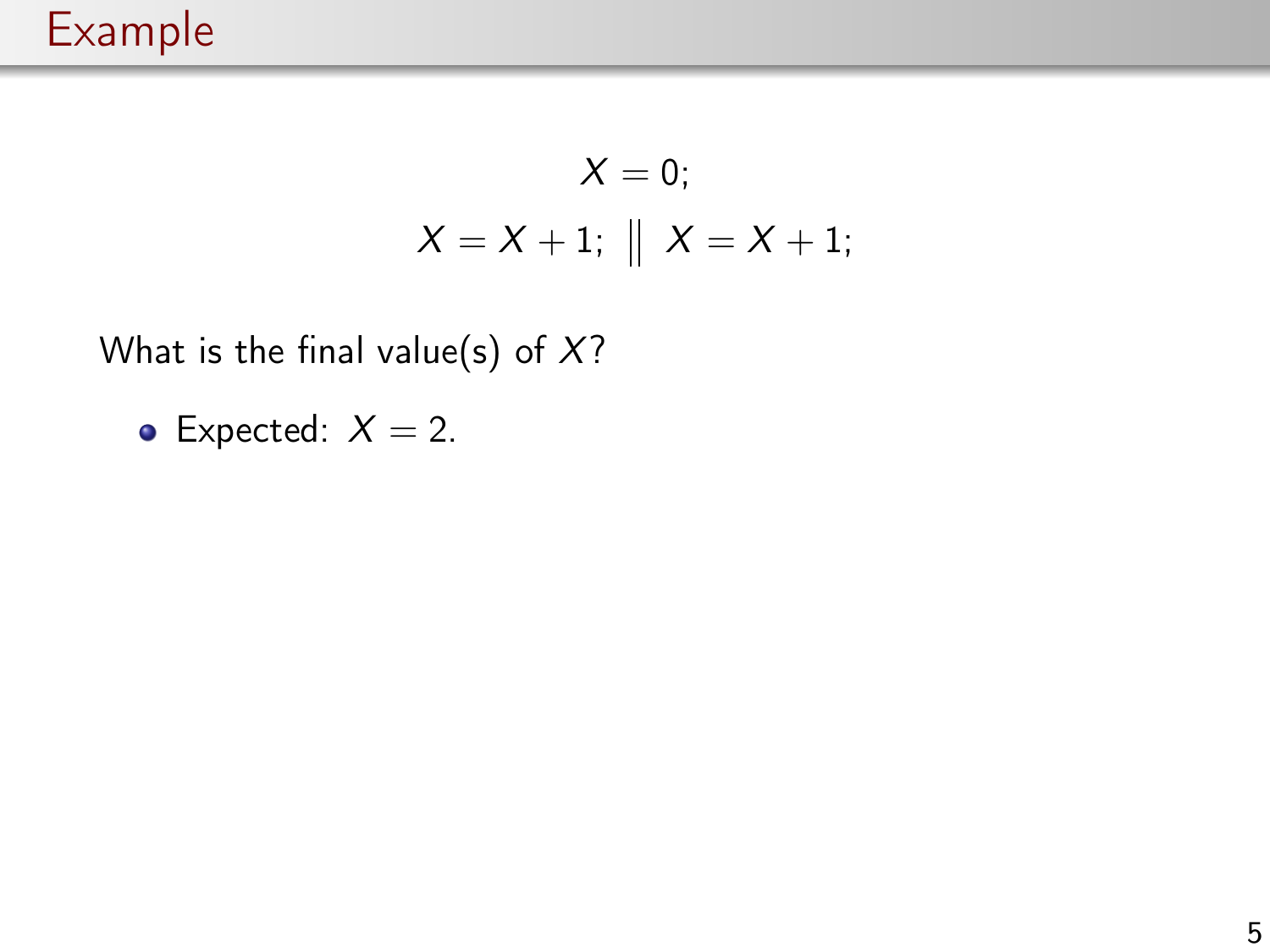# Example

$$X = 0;$$

$$X = X + 1; \;\|\; X = X + 1;$$

What is the final value(s) of $X$?

- Expected: $X = 2$.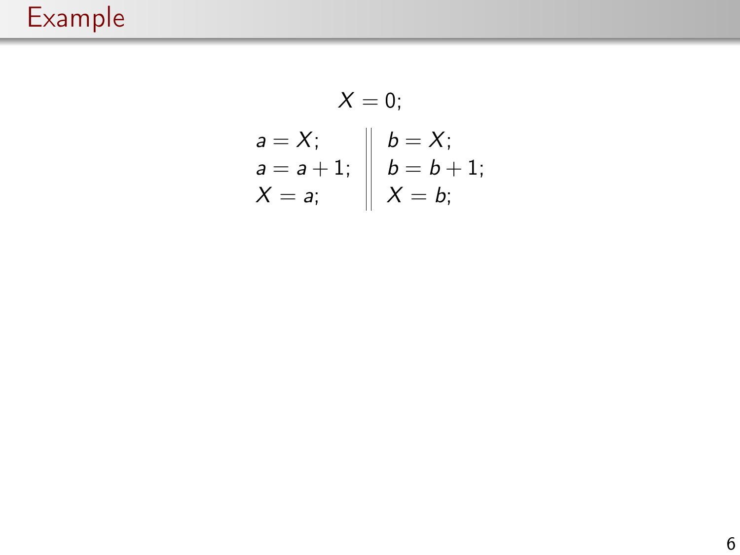# Example

$$X = 0;$$

$$
\begin{array}{l|l}
a = X; & b = X; \\
a = a + 1; & b = b + 1; \\
X = a; & X = b;
\end{array}
$$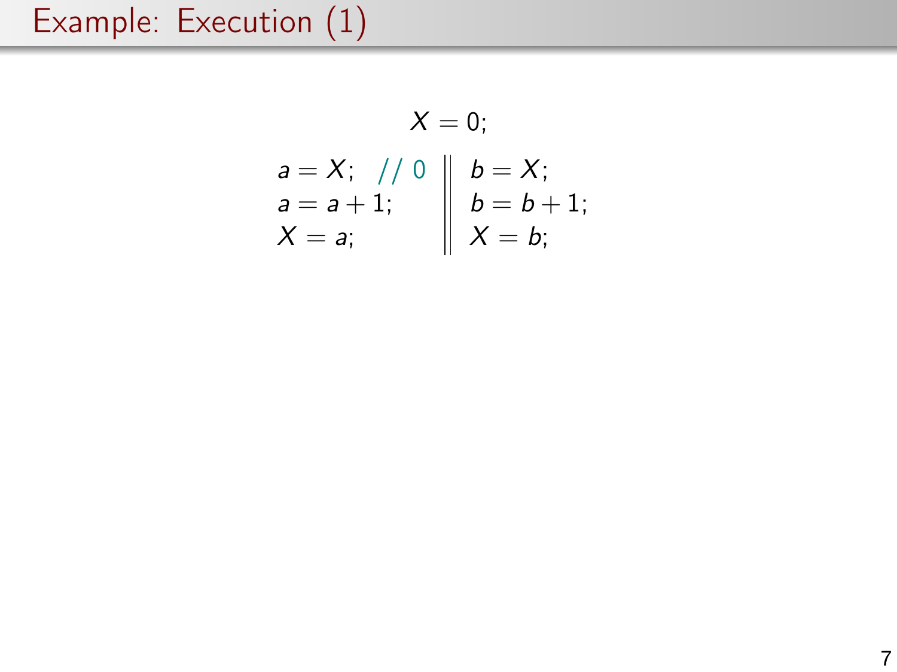# Example: Execution (1)

$$X = 0;$$

$$
\begin{array}{l|l}
a = X; \quad // \ 0 & b = X; \\
a = a + 1; & b = b + 1; \\
X = a; & X = b;
\end{array}
$$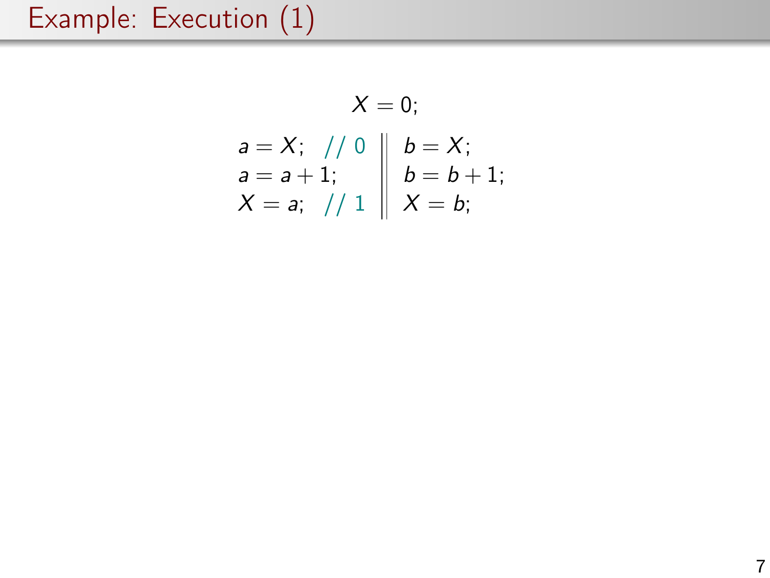# Example: Execution (1)

$$X = 0;$$

$$
\begin{array}{ll|l}
a = X; & // \ 0 & b = X; \\
a = a + 1; & & b = b + 1; \\
X = a; & // \ 1 & X = b;
\end{array}
$$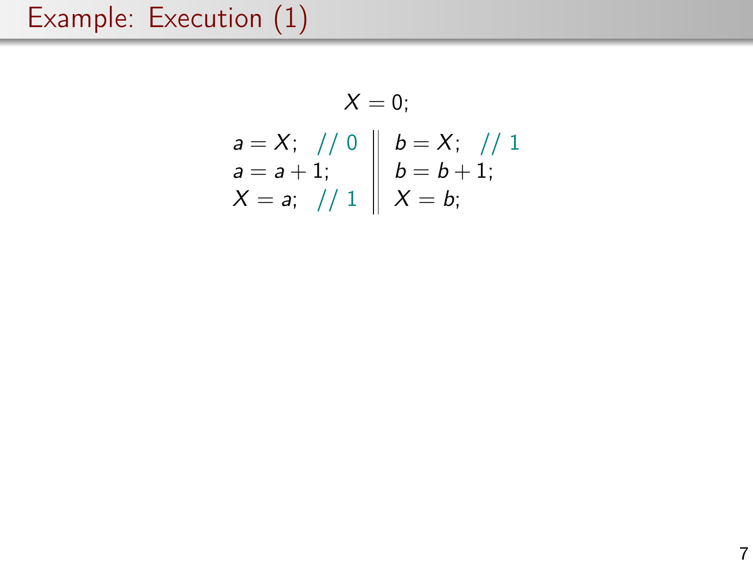# Example: Execution (1)

$$X = 0;$$

$$
\begin{array}{l|l}
a = X; \quad // \ 0 & b = X; \quad // \ 1 \\
a = a + 1; & b = b + 1; \\
X = a; \quad // \ 1 & X = b;
\end{array}
$$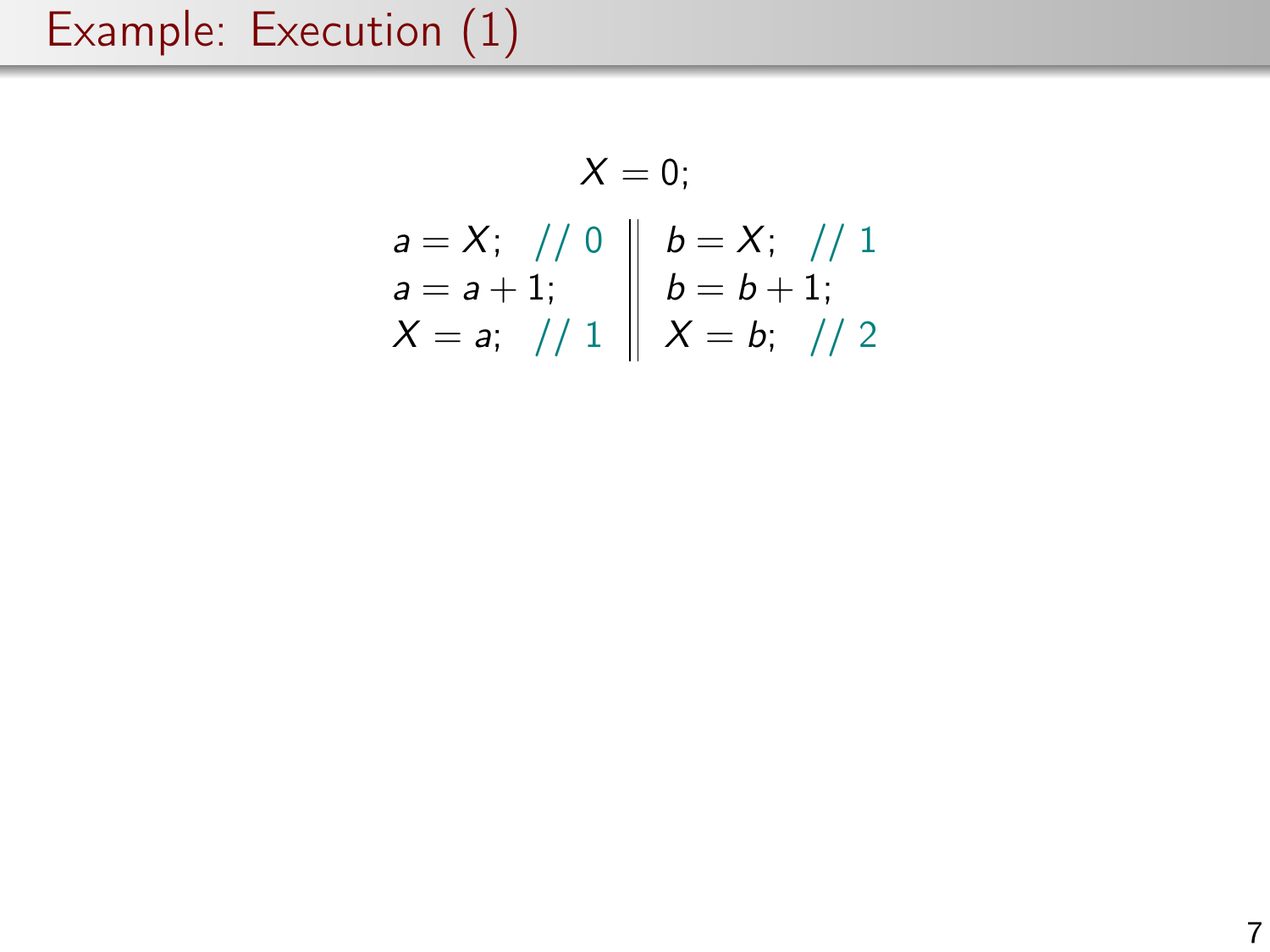# Example: Execution (1)

$$X = 0;$$

$$
\begin{array}{l|l}
a = X; \quad // \ 0 & b = X; \quad // \ 1 \\
a = a + 1; & b = b + 1; \\
X = a; \quad // \ 1 & X = b; \quad // \ 2
\end{array}
$$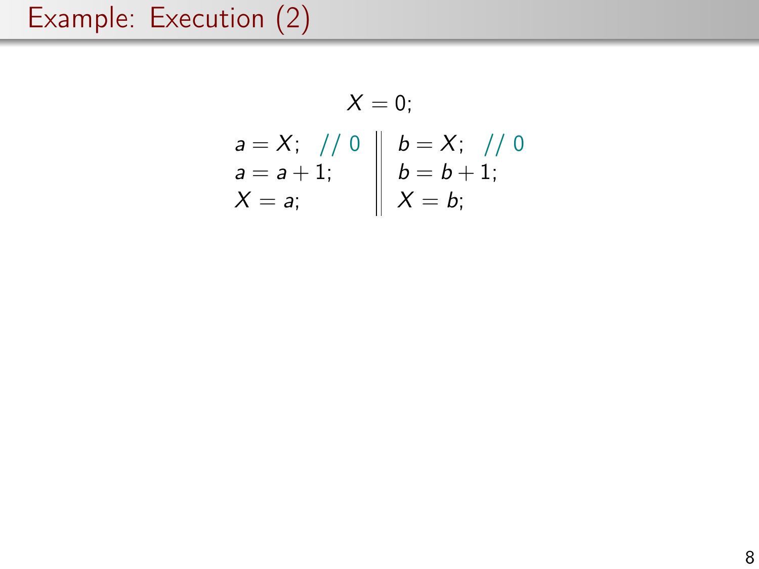# Example: Execution (2)

$$X = 0;$$

| | |
|---|---|
| $a = X;$ // 0 | $b = X;$ // 0 |
| $a = a + 1;$ | $b = b + 1;$ |
| $X = a;$ | $X = b;$ |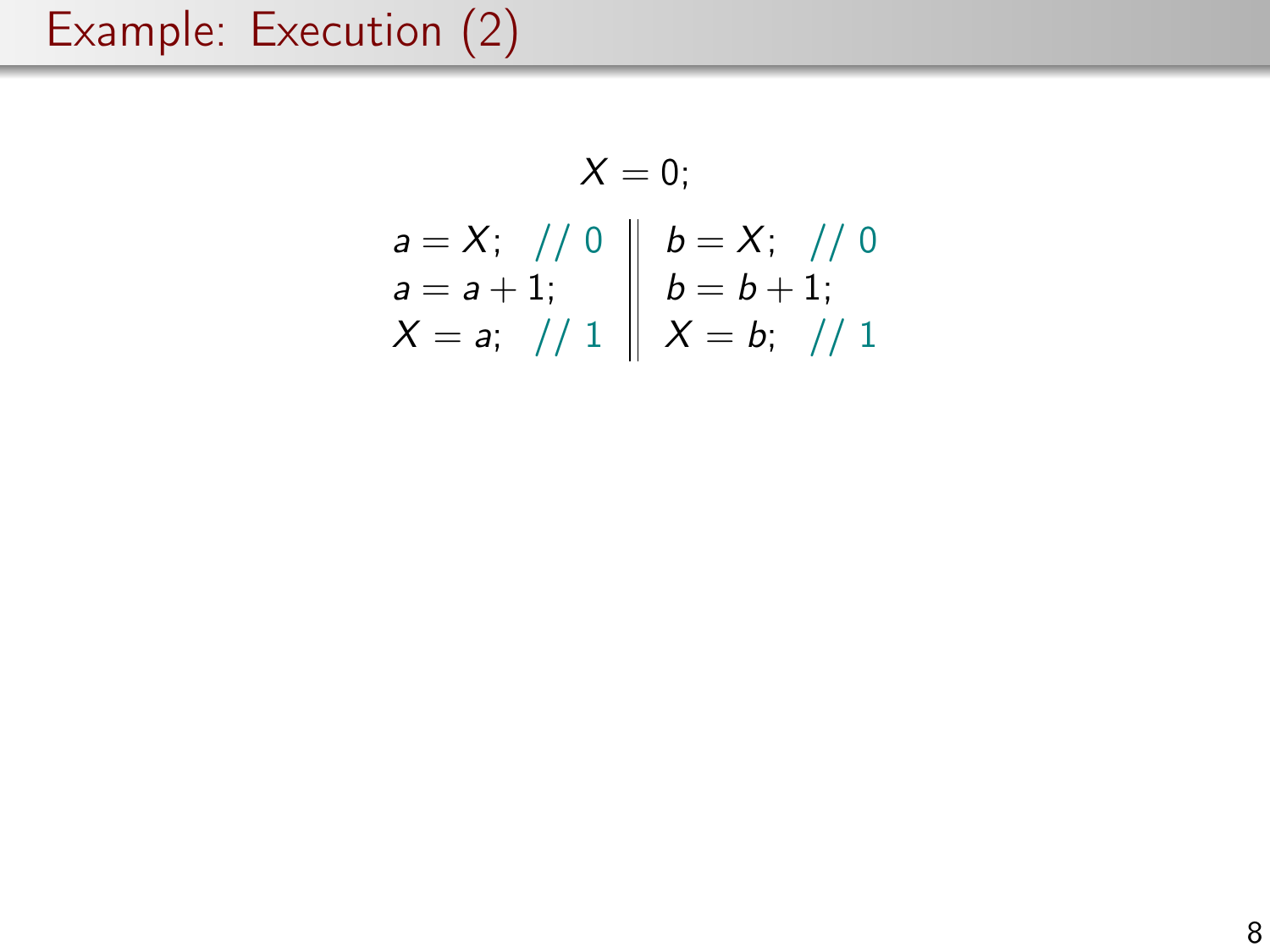# Example: Execution (2)

$$X = 0;$$

$$
\begin{array}{l|l}
a = X; \quad // \ 0 & b = X; \quad // \ 0 \\
a = a + 1; & b = b + 1; \\
X = a; \quad // \ 1 & X = b; \quad // \ 1
\end{array}
$$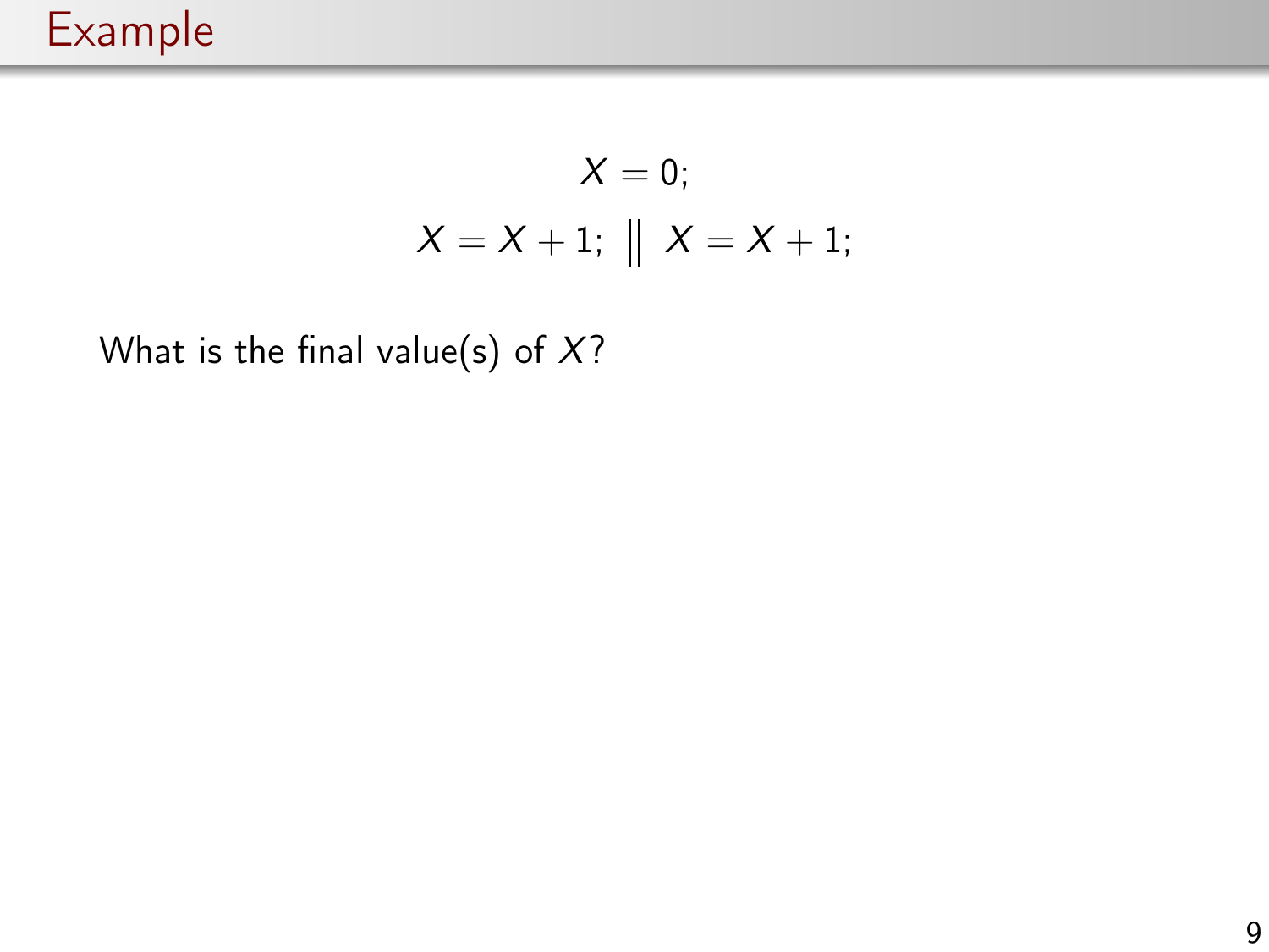# Example

$$X = 0;$$

$$X = X + 1; \;\big\|\; X = X + 1;$$

What is the final value(s) of $X$?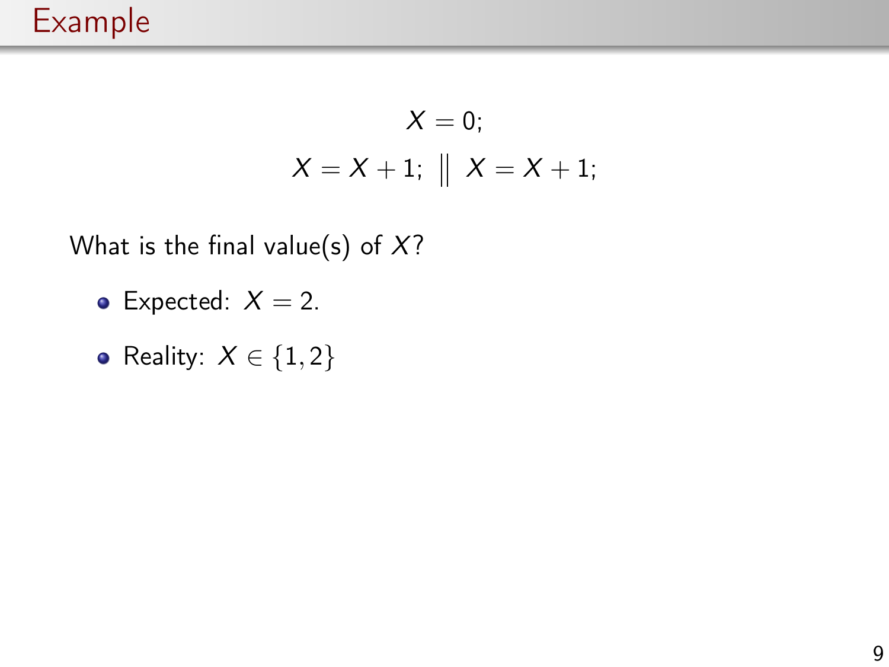# Example

$$X = 0;$$

$$X = X + 1; \;\Big\|\; X = X + 1;$$

What is the final value(s) of $X$?

- Expected: $X = 2$.
- Reality: $X \in \{1, 2\}$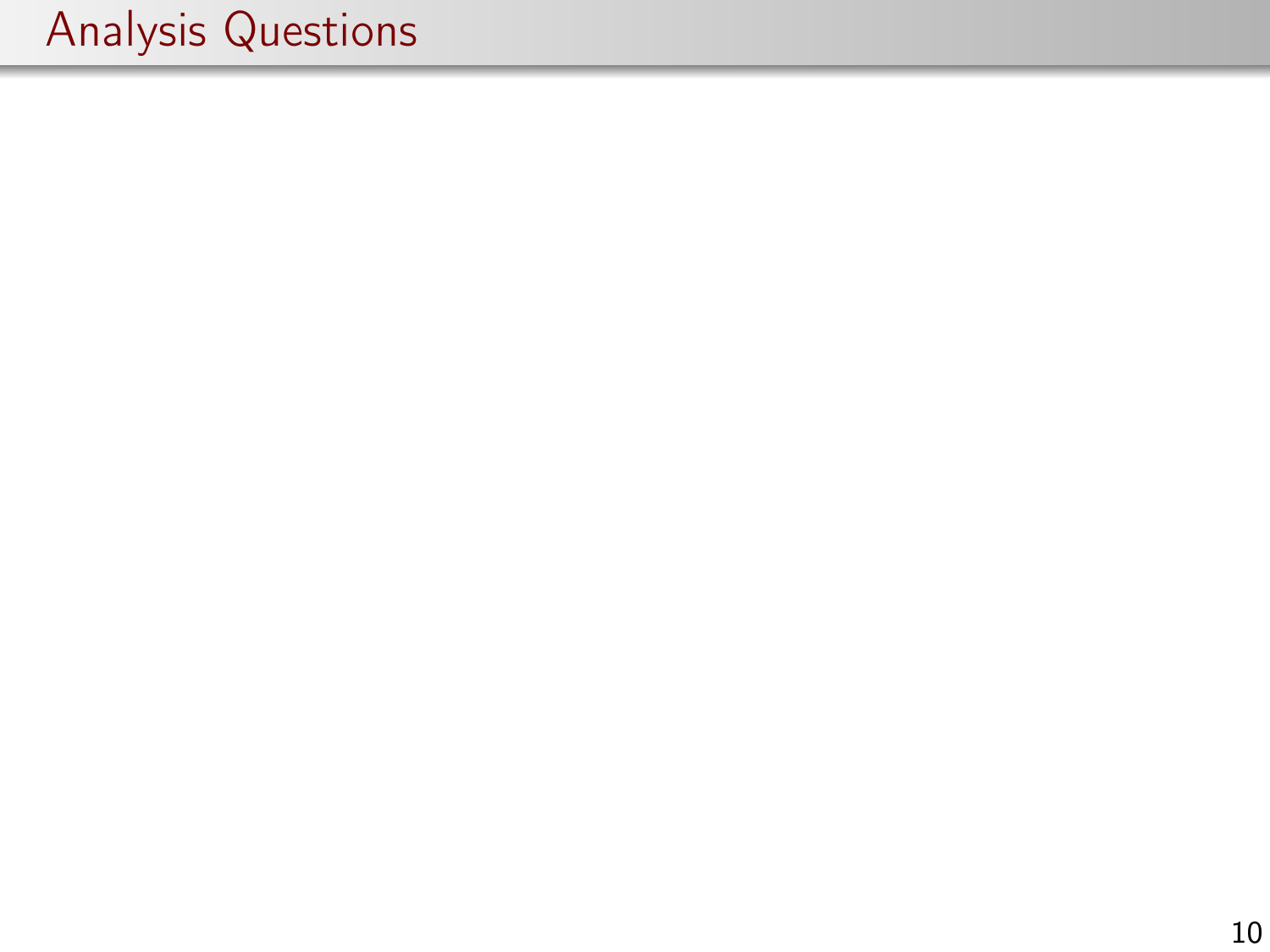# Analysis Questions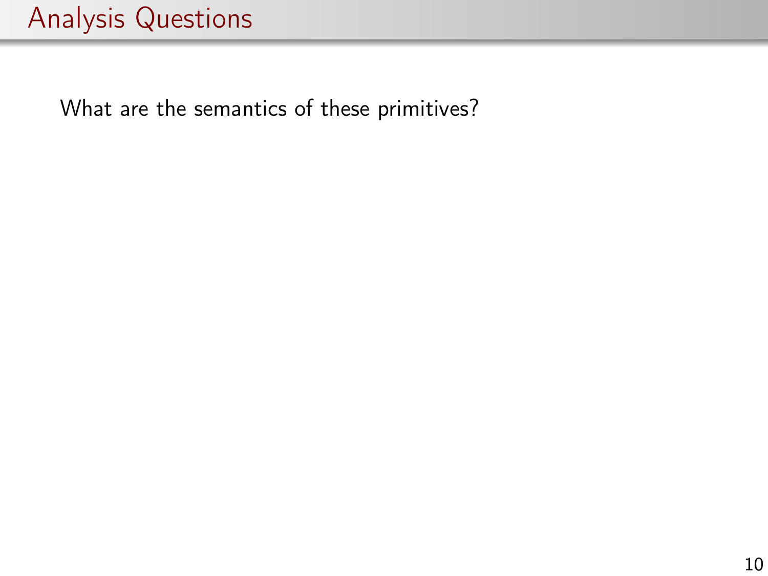# Analysis Questions

What are the semantics of these primitives?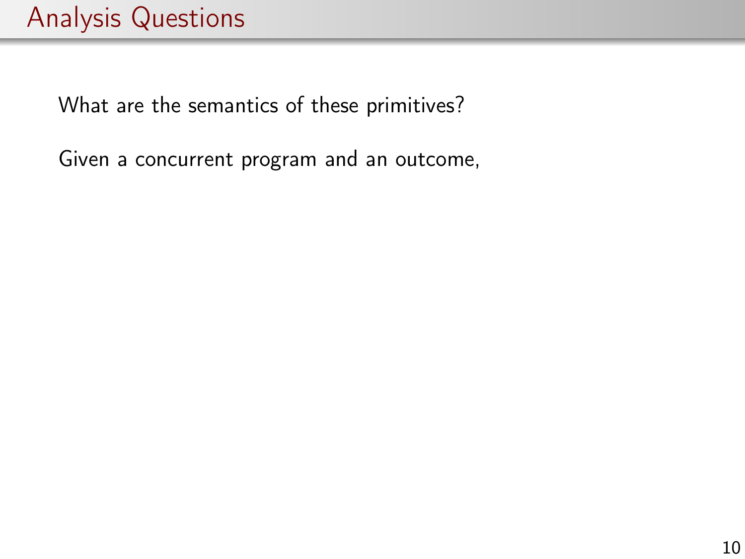# Analysis Questions

What are the semantics of these primitives?

Given a concurrent program and an outcome,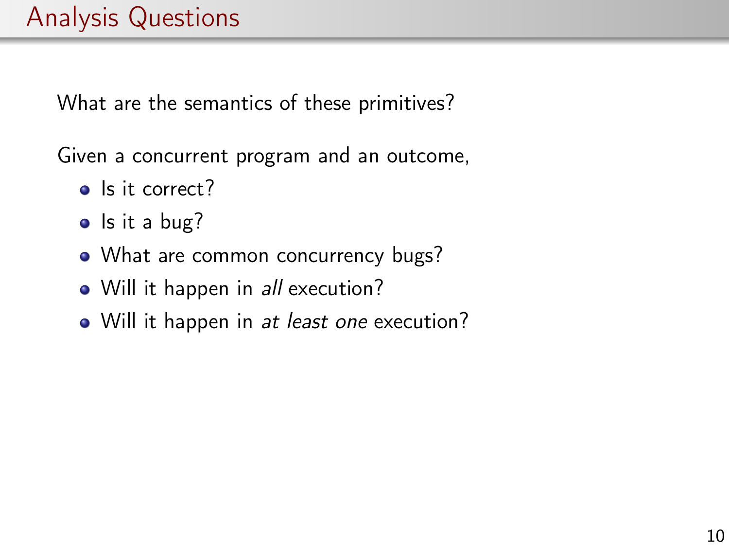# Analysis Questions

What are the semantics of these primitives?

Given a concurrent program and an outcome,

- Is it correct?
- Is it a bug?
- What are common concurrency bugs?
- Will it happen in *all* execution?
- Will it happen in *at least one* execution?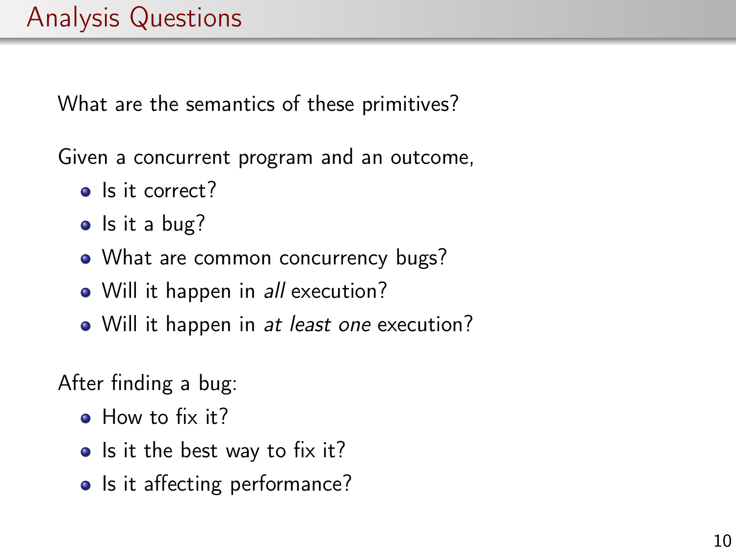# Analysis Questions

What are the semantics of these primitives?

Given a concurrent program and an outcome,

- Is it correct?
- Is it a bug?
- What are common concurrency bugs?
- Will it happen in *all* execution?
- Will it happen in *at least one* execution?

After finding a bug:

- How to fix it?
- Is it the best way to fix it?
- Is it affecting performance?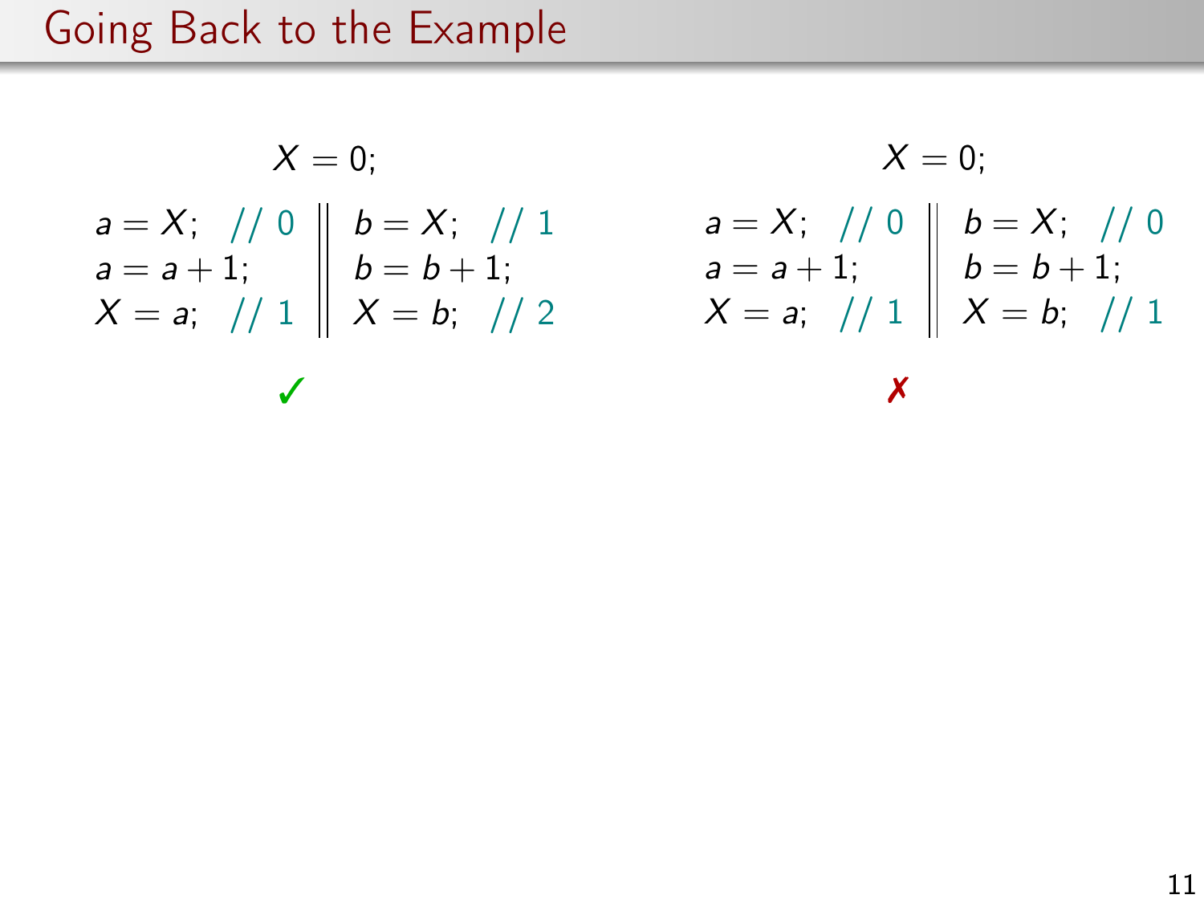# Going Back to the Example

$$X = 0;$$

$$
\begin{array}{l|l}
a = X; \quad \color{teal}{//\ 0} & b = X; \quad \color{teal}{//\ 1} \\
a = a + 1; & b = b + 1; \\
X = a; \quad \color{teal}{//\ 1} & X = b; \quad \color{teal}{//\ 2}
\end{array}
$$

✓

$$X = 0;$$

$$
\begin{array}{l|l}
a = X; \quad \color{teal}{//\ 0} & b = X; \quad \color{teal}{//\ 0} \\
a = a + 1; & b = b + 1; \\
X = a; \quad \color{teal}{//\ 1} & X = b; \quad \color{teal}{//\ 1}
\end{array}
$$

✗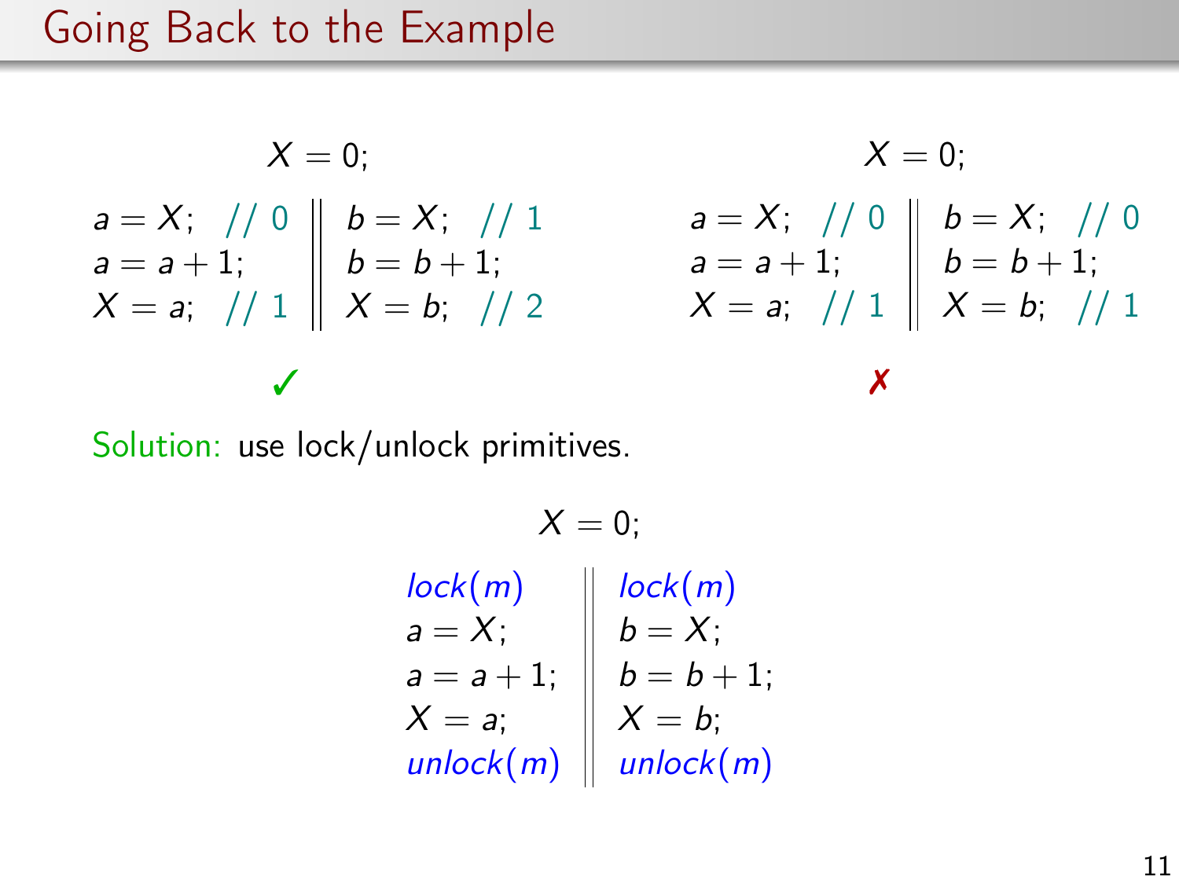# Going Back to the Example

$$X = 0;$$

$$
\begin{array}{l|l}
a = X; \quad // \ 0 & b = X; \quad // \ 1 \\
a = a + 1; & b = b + 1; \\
X = a; \quad // \ 1 & X = b; \quad // \ 2
\end{array}
$$

✓

$$X = 0;$$

$$
\begin{array}{l|l}
a = X; \quad // \ 0 & b = X; \quad // \ 0 \\
a = a + 1; & b = b + 1; \\
X = a; \quad // \ 1 & X = b; \quad // \ 1
\end{array}
$$

✗

Solution: use lock/unlock primitives.

$$X = 0;$$

$$
\begin{array}{l|l}
lock(m) & lock(m) \\
a = X; & b = X; \\
a = a + 1; & b = b + 1; \\
X = a; & X = b; \\
unlock(m) & unlock(m)
\end{array}
$$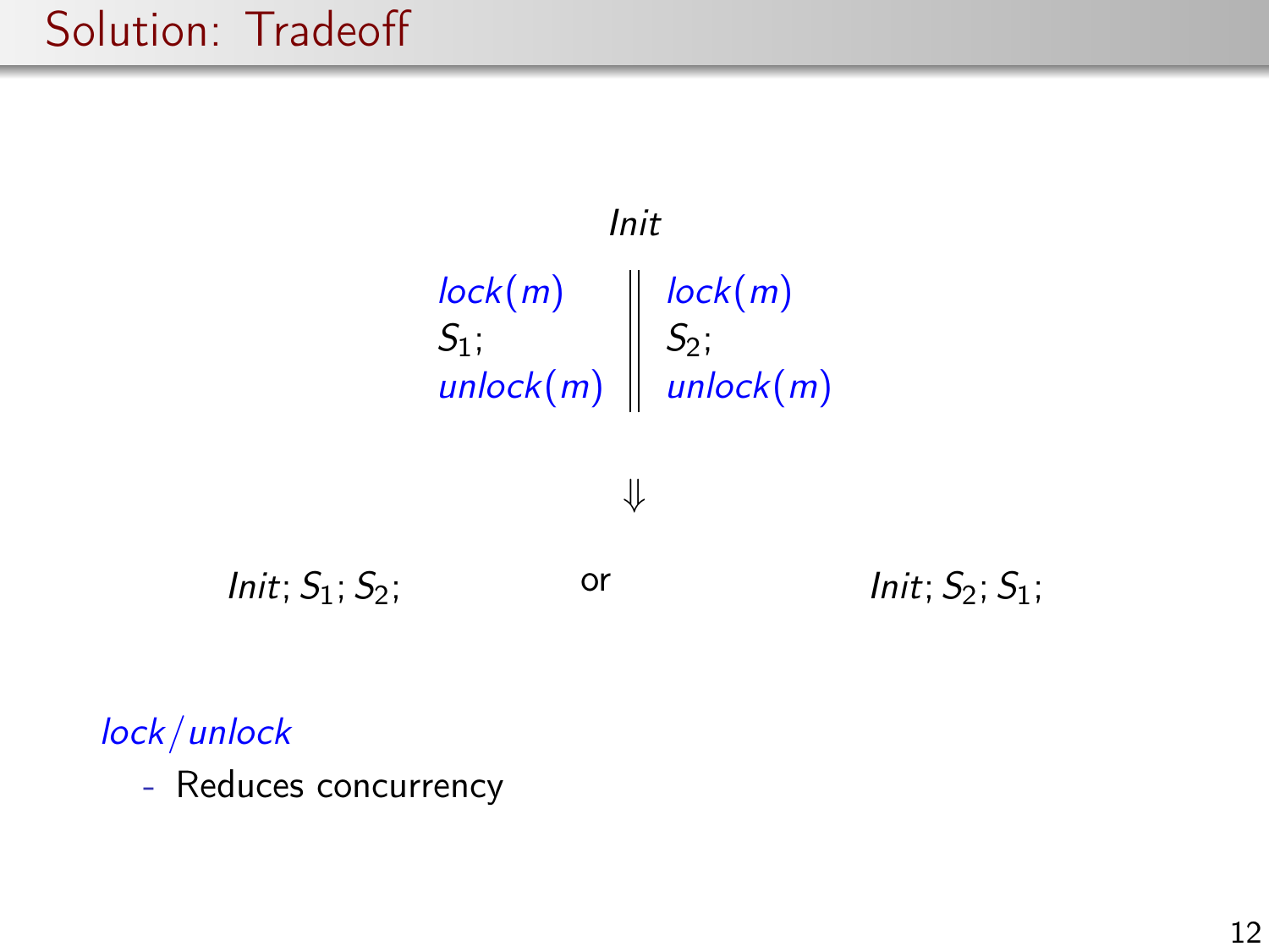# Solution: Tradeoff

$$Init$$

| | |
|---|---|
| $lock(m)$ | $lock(m)$ |
| $S_1;$ | $S_2;$ |
| $unlock(m)$ | $unlock(m)$ |

$$\Downarrow$$

$Init; S_1; S_2;$ or $Init; S_2; S_1;$

*lock/unlock*

- Reduces concurrency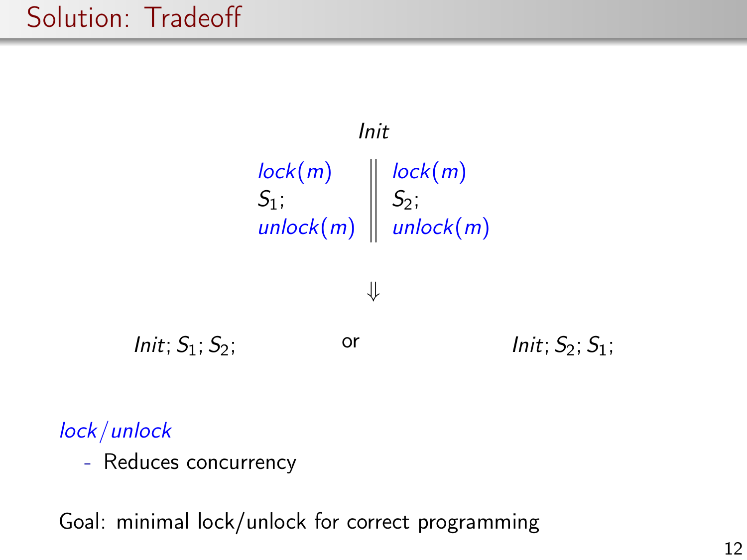# Solution: Tradeoff

$$Init$$

$$\begin{array}{l|l} lock(m) & lock(m) \\ S_1; & S_2; \\ unlock(m) & unlock(m) \end{array}$$

$$\Downarrow$$

$Init; S_1; S_2;$ or $Init; S_2; S_1;$

*lock/unlock*

- Reduces concurrency

Goal: minimal lock/unlock for correct programming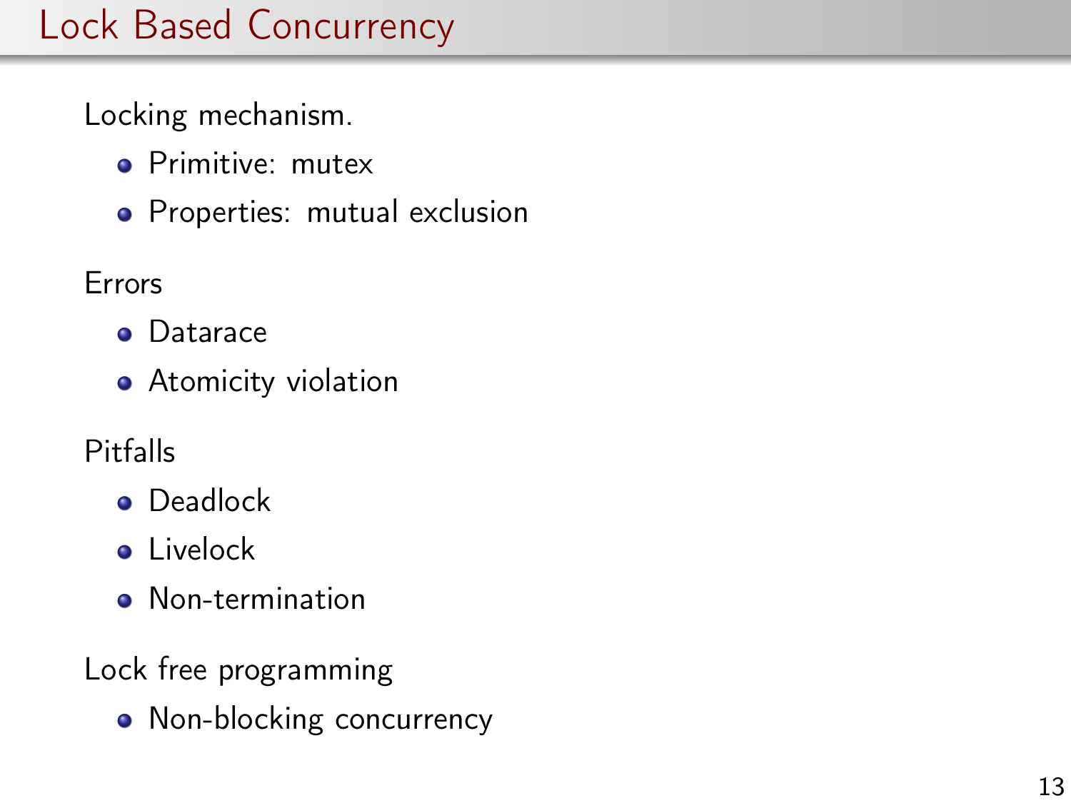# Lock Based Concurrency

Locking mechanism.

- Primitive: mutex
- Properties: mutual exclusion

Errors

- Datarace
- Atomicity violation

Pitfalls

- Deadlock
- Livelock
- Non-termination

Lock free programming

- Non-blocking concurrency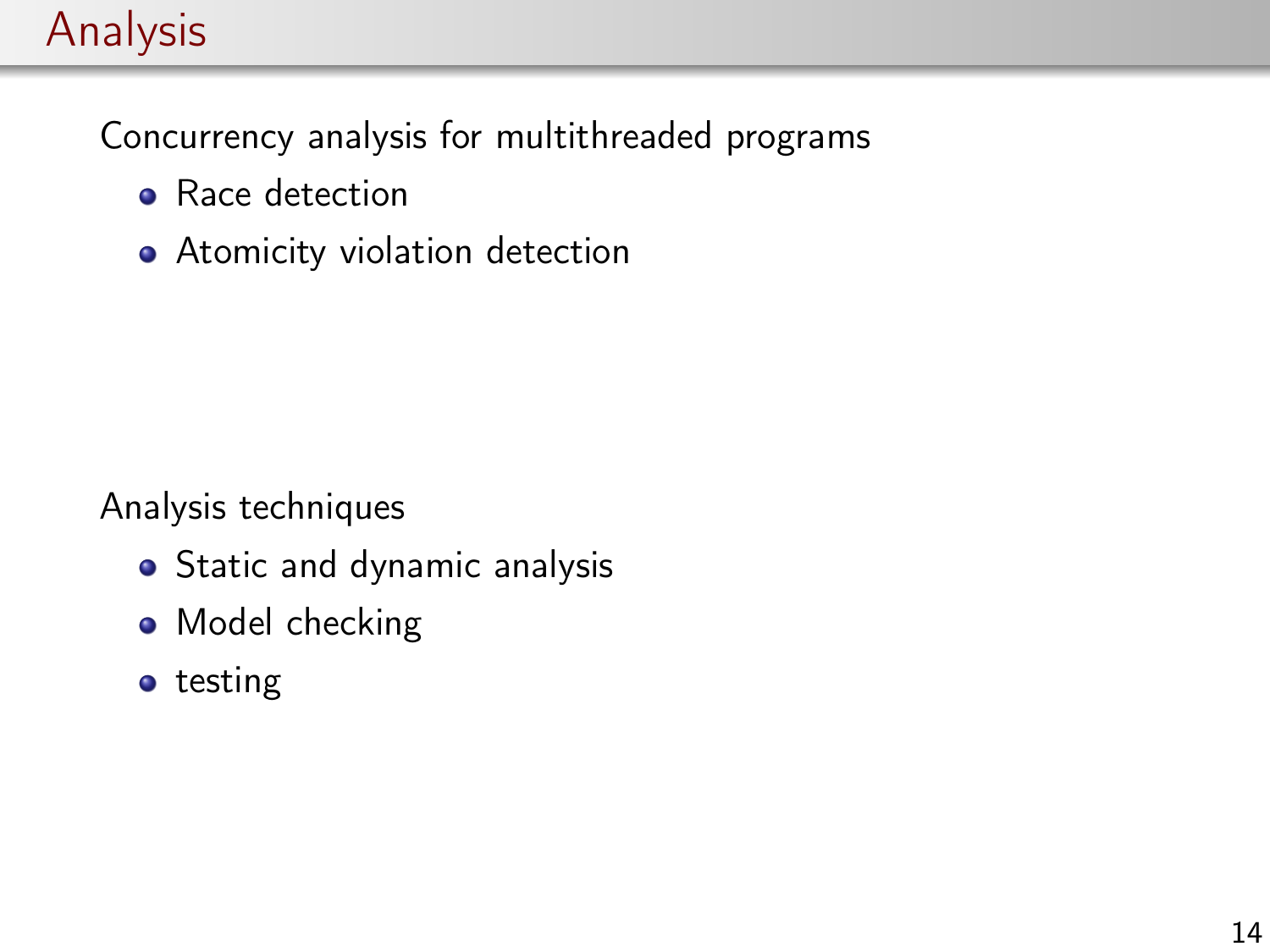# Analysis

Concurrency analysis for multithreaded programs

- Race detection
- Atomicity violation detection

Analysis techniques

- Static and dynamic analysis
- Model checking
- testing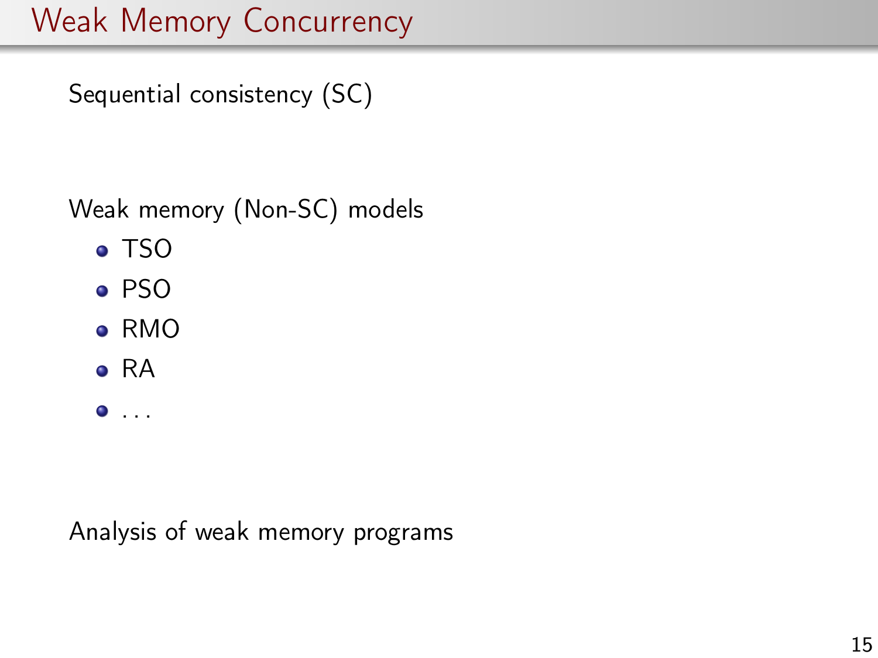# Weak Memory Concurrency

Sequential consistency (SC)

Weak memory (Non-SC) models

- TSO
- PSO
- RMO
- RA
- . . .

Analysis of weak memory programs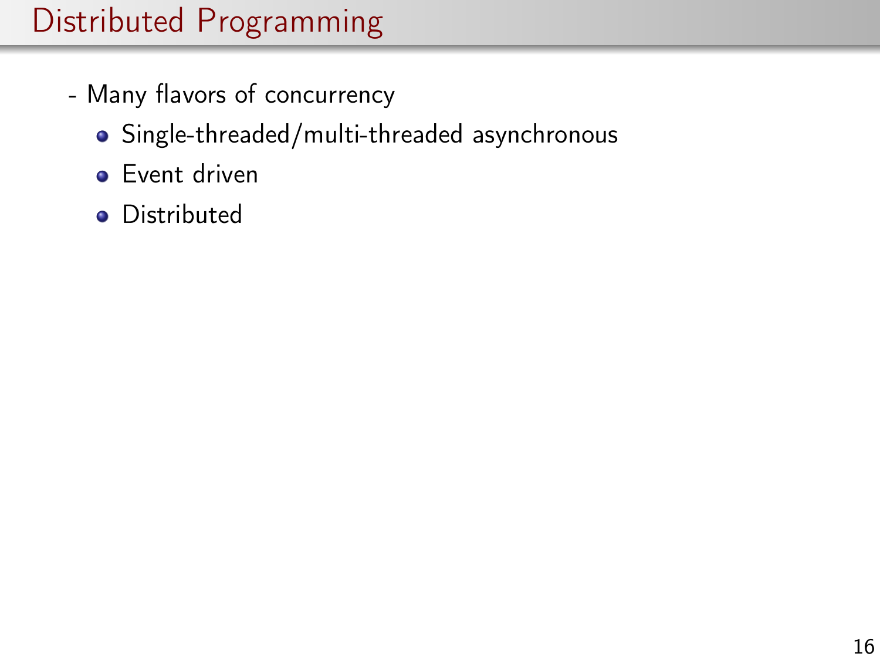# Distributed Programming

- Many flavors of concurrency
  - Single-threaded/multi-threaded asynchronous
  - Event driven
  - Distributed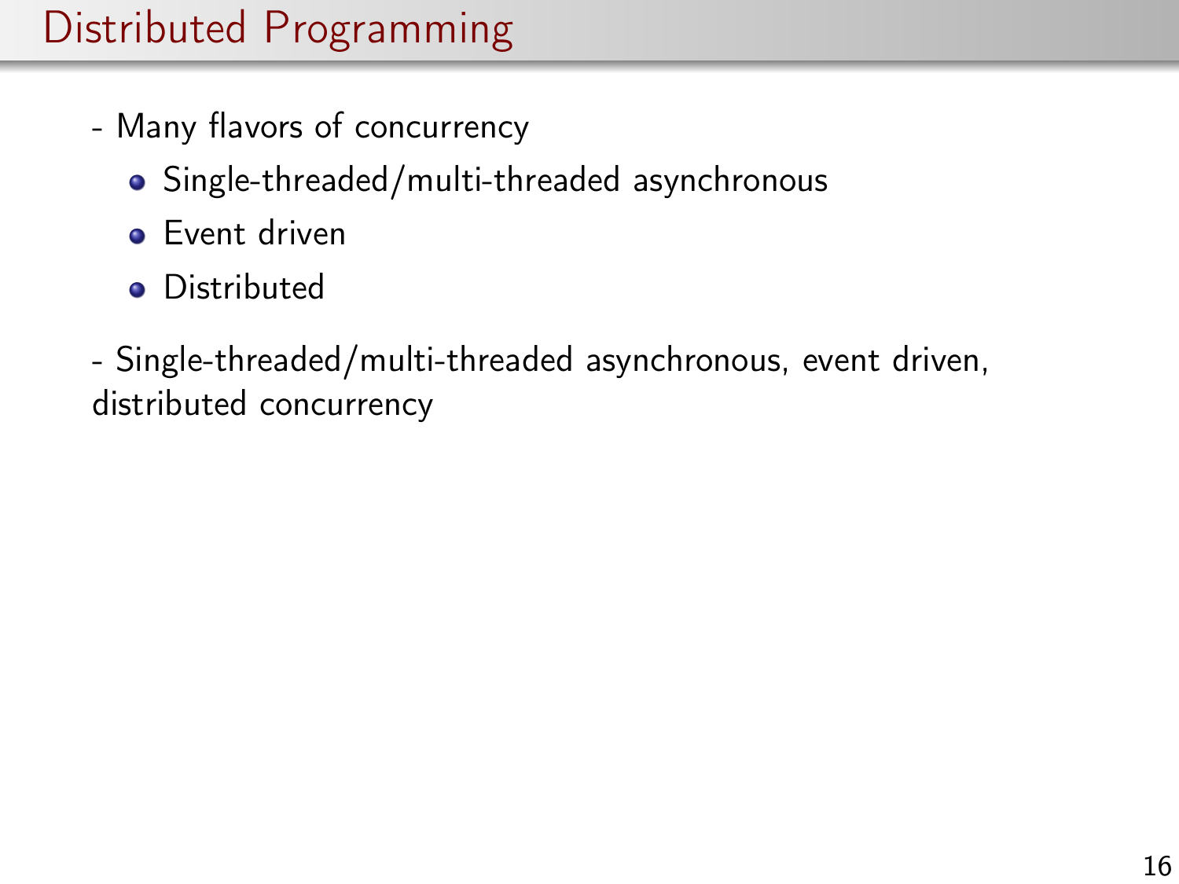# Distributed Programming

- Many flavors of concurrency

  - Single-threaded/multi-threaded asynchronous
  - Event driven
  - Distributed

- Single-threaded/multi-threaded asynchronous, event driven, distributed concurrency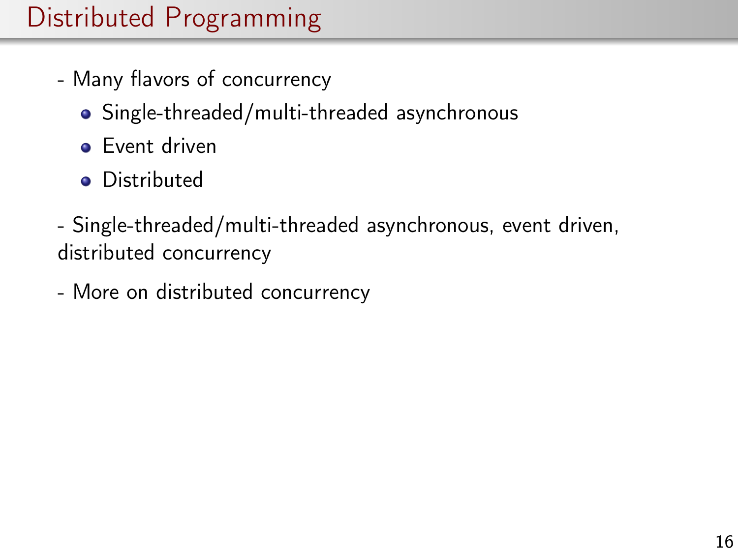# Distributed Programming

- Many flavors of concurrency
  - Single-threaded/multi-threaded asynchronous
  - Event driven
  - Distributed

- Single-threaded/multi-threaded asynchronous, event driven, distributed concurrency

- More on distributed concurrency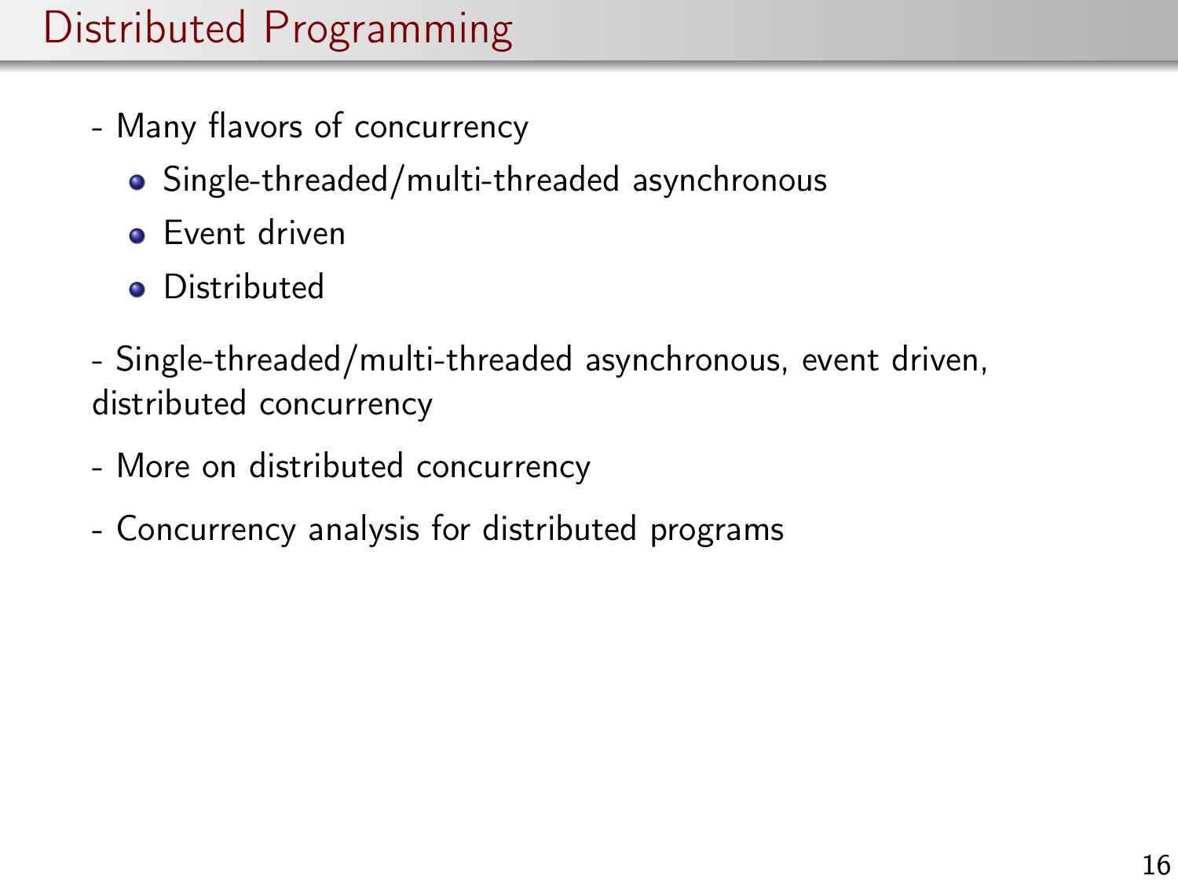# Distributed Programming

- Many flavors of concurrency
  - Single-threaded/multi-threaded asynchronous
  - Event driven
  - Distributed

- Single-threaded/multi-threaded asynchronous, event driven, distributed concurrency

- More on distributed concurrency

- Concurrency analysis for distributed programs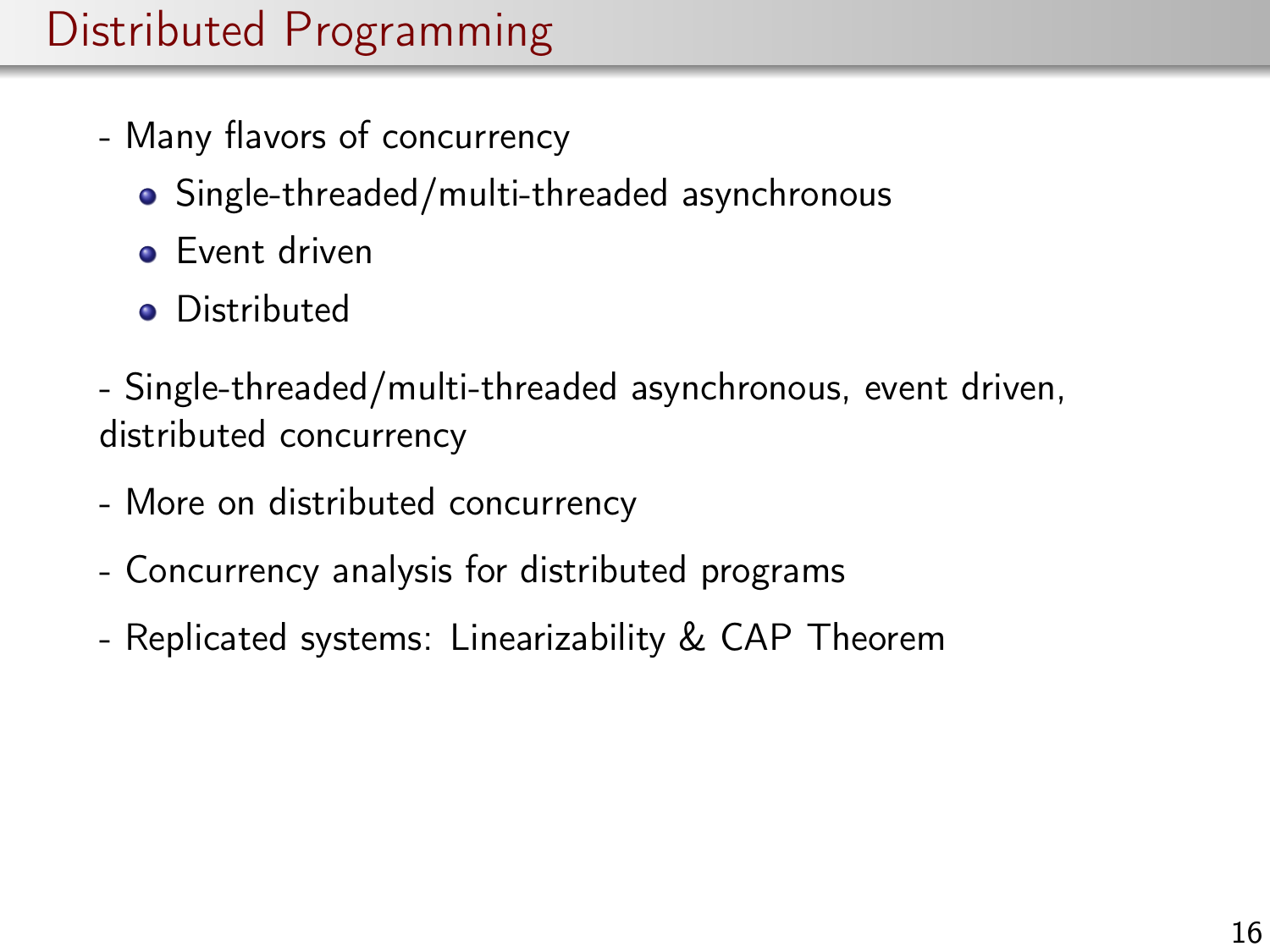# Distributed Programming

- Many flavors of concurrency
  - Single-threaded/multi-threaded asynchronous
  - Event driven
  - Distributed

- Single-threaded/multi-threaded asynchronous, event driven, distributed concurrency

- More on distributed concurrency

- Concurrency analysis for distributed programs

- Replicated systems: Linearizability & CAP Theorem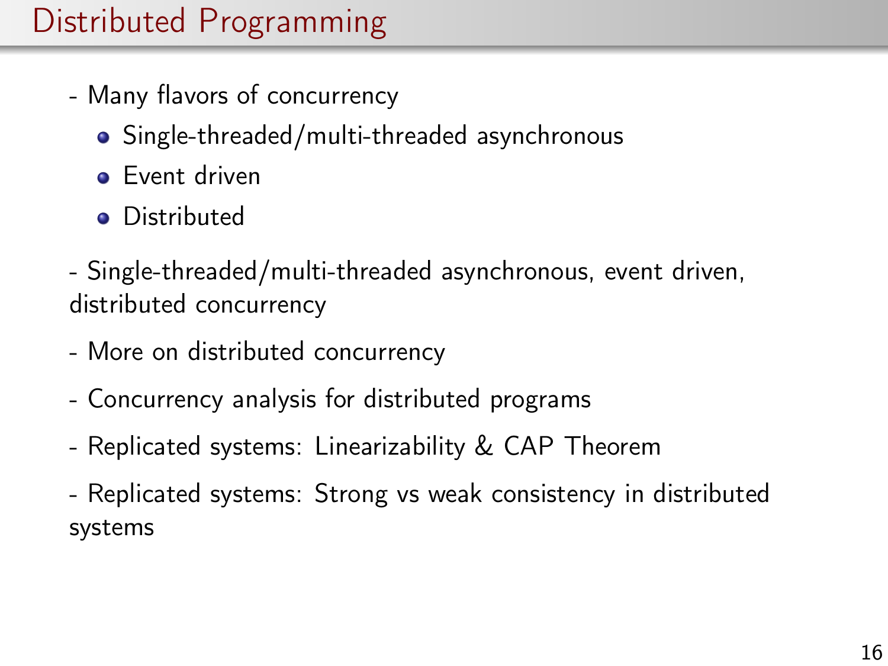# Distributed Programming

- Many flavors of concurrency
  - Single-threaded/multi-threaded asynchronous
  - Event driven
  - Distributed

- Single-threaded/multi-threaded asynchronous, event driven, distributed concurrency

- More on distributed concurrency

- Concurrency analysis for distributed programs

- Replicated systems: Linearizability & CAP Theorem

- Replicated systems: Strong vs weak consistency in distributed systems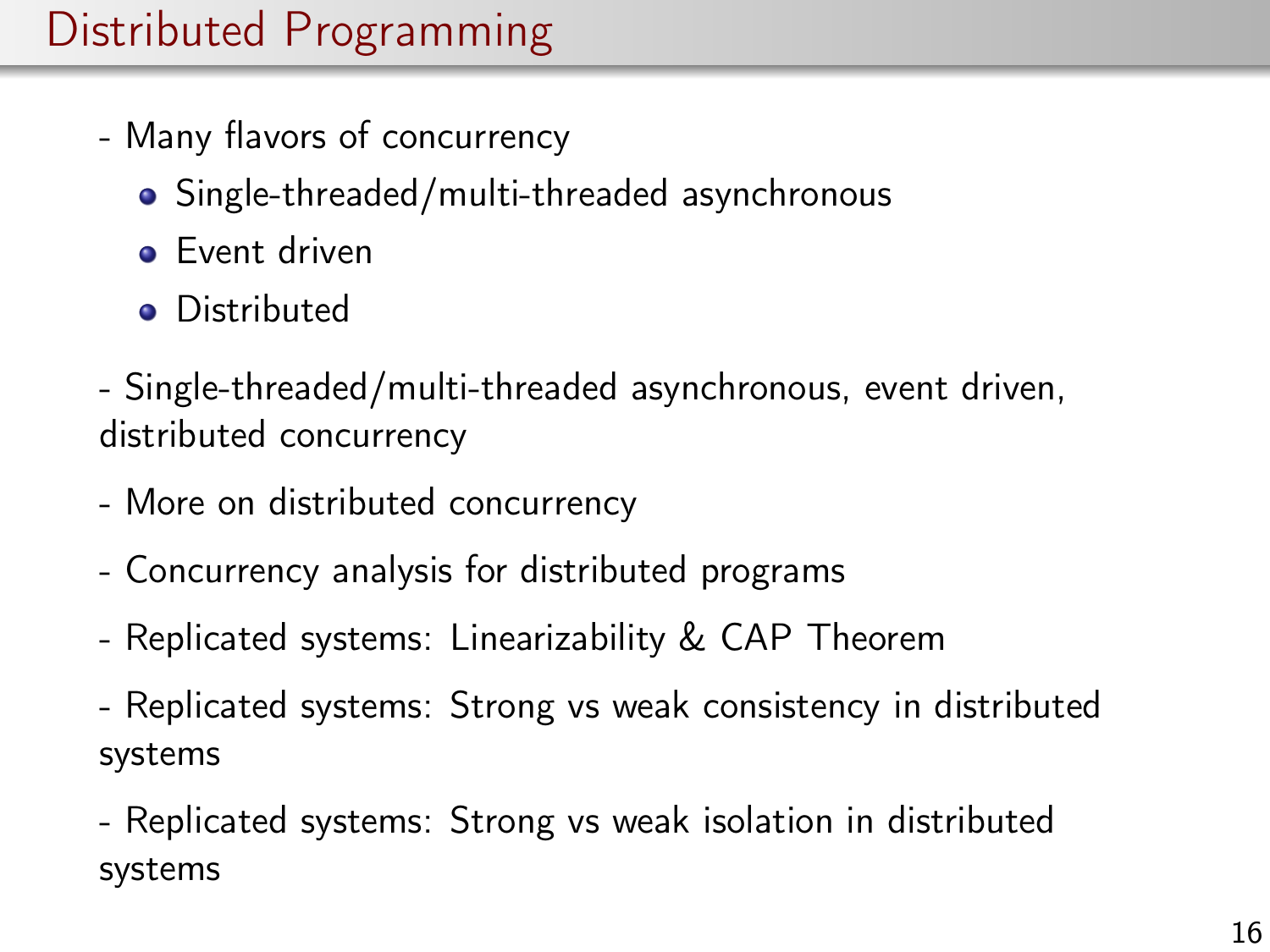# Distributed Programming

- Many flavors of concurrency
  - Single-threaded/multi-threaded asynchronous
  - Event driven
  - Distributed

- Single-threaded/multi-threaded asynchronous, event driven, distributed concurrency

- More on distributed concurrency

- Concurrency analysis for distributed programs

- Replicated systems: Linearizability & CAP Theorem

- Replicated systems: Strong vs weak consistency in distributed systems

- Replicated systems: Strong vs weak isolation in distributed systems